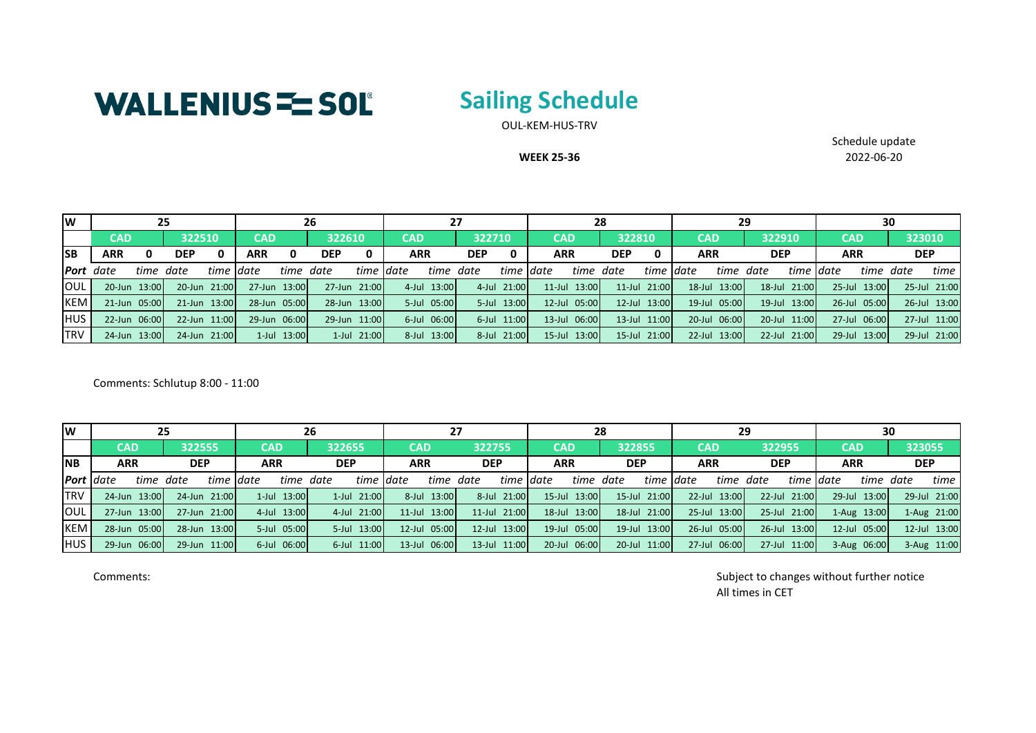WALLENIUS SOL

# Sailing Schedule

OUL-KEM-HUS-TRV

**WEEK 25-36**

Schedule update
2022-06-20

| W | 25 | | | | 26 | | | | 27 | | | | 28 | | | | 29 | | | | 30 | | | |
|---|---|---|---|---|---|---|---|---|---|---|---|---|---|---|---|---|---|---|---|---|---|---|---|---|
| | CAD | | 322510 | | CAD | | 322610 | | CAD | | 322710 | | CAD | | 322810 | | CAD | | 322910 | | CAD | | 323010 | |
| **SB** | **ARR** | **0** | **DEP** | **0** | **ARR** | **0** | **DEP** | **0** | **ARR** | | **DEP** | **0** | **ARR** | | **DEP** | **0** | **ARR** | | **DEP** | | **ARR** | | **DEP** | |
| ***Port*** | *date* | *time* | *date* | *time* | *date* | *time* | *date* | *time* | *date* | *time* | *date* | *time* | *date* | *time* | *date* | *time* | *date* | *time* | *date* | *time* | *date* | *time* | *date* | *time* |
| OUL | 20-Jun | 13:00 | 20-Jun | 21:00 | 27-Jun | 13:00 | 27-Jun | 21:00 | 4-Jul | 13:00 | 4-Jul | 21:00 | 11-Jul | 13:00 | 11-Jul | 21:00 | 18-Jul | 13:00 | 18-Jul | 21:00 | 25-Jul | 13:00 | 25-Jul | 21:00 |
| KEM | 21-Jun | 05:00 | 21-Jun | 13:00 | 28-Jun | 05:00 | 28-Jun | 13:00 | 5-Jul | 05:00 | 5-Jul | 13:00 | 12-Jul | 05:00 | 12-Jul | 13:00 | 19-Jul | 05:00 | 19-Jul | 13:00 | 26-Jul | 05:00 | 26-Jul | 13:00 |
| HUS | 22-Jun | 06:00 | 22-Jun | 11:00 | 29-Jun | 06:00 | 29-Jun | 11:00 | 6-Jul | 06:00 | 6-Jul | 11:00 | 13-Jul | 06:00 | 13-Jul | 11:00 | 20-Jul | 06:00 | 20-Jul | 11:00 | 27-Jul | 06:00 | 27-Jul | 11:00 |
| TRV | 24-Jun | 13:00 | 24-Jun | 21:00 | 1-Jul | 13:00 | 1-Jul | 21:00 | 8-Jul | 13:00 | 8-Jul | 21:00 | 15-Jul | 13:00 | 15-Jul | 21:00 | 22-Jul | 13:00 | 22-Jul | 21:00 | 29-Jul | 13:00 | 29-Jul | 21:00 |

Comments: Schlutup 8:00 - 11:00

| W | 25 | | | | 26 | | | | 27 | | | | 28 | | | | 29 | | | | 30 | | | |
|---|---|---|---|---|---|---|---|---|---|---|---|---|---|---|---|---|---|---|---|---|---|---|---|---|
| | CAD | | 322555 | | CAD | | 322655 | | CAD | | 322755 | | CAD | | 322855 | | CAD | | 322955 | | CAD | | 323055 | |
| **NB** | **ARR** | | **DEP** | | **ARR** | | **DEP** | | **ARR** | | **DEP** | | **ARR** | | **DEP** | | **ARR** | | **DEP** | | **ARR** | | **DEP** | |
| ***Port*** | *date* | *time* | *date* | *time* | *date* | *time* | *date* | *time* | *date* | *time* | *date* | *time* | *date* | *time* | *date* | *time* | *date* | *time* | *date* | *time* | *date* | *time* | *date* | *time* |
| TRV | 24-Jun | 13:00 | 24-Jun | 21:00 | 1-Jul | 13:00 | 1-Jul | 21:00 | 8-Jul | 13:00 | 8-Jul | 21:00 | 15-Jul | 13:00 | 15-Jul | 21:00 | 22-Jul | 13:00 | 22-Jul | 21:00 | 29-Jul | 13:00 | 29-Jul | 21:00 |
| OUL | 27-Jun | 13:00 | 27-Jun | 21:00 | 4-Jul | 13:00 | 4-Jul | 21:00 | 11-Jul | 13:00 | 11-Jul | 21:00 | 18-Jul | 13:00 | 18-Jul | 21:00 | 25-Jul | 13:00 | 25-Jul | 21:00 | 1-Aug | 13:00 | 1-Aug | 21:00 |
| KEM | 28-Jun | 05:00 | 28-Jun | 13:00 | 5-Jul | 05:00 | 5-Jul | 13:00 | 12-Jul | 05:00 | 12-Jul | 13:00 | 19-Jul | 05:00 | 19-Jul | 13:00 | 26-Jul | 05:00 | 26-Jul | 13:00 | 12-Jul | 05:00 | 12-Jul | 13:00 |
| HUS | 29-Jun | 06:00 | 29-Jun | 11:00 | 6-Jul | 06:00 | 6-Jul | 11:00 | 13-Jul | 06:00 | 13-Jul | 11:00 | 20-Jul | 06:00 | 20-Jul | 11:00 | 27-Jul | 06:00 | 27-Jul | 11:00 | 3-Aug | 06:00 | 3-Aug | 11:00 |

Comments:

Subject to changes without further notice
All times in CET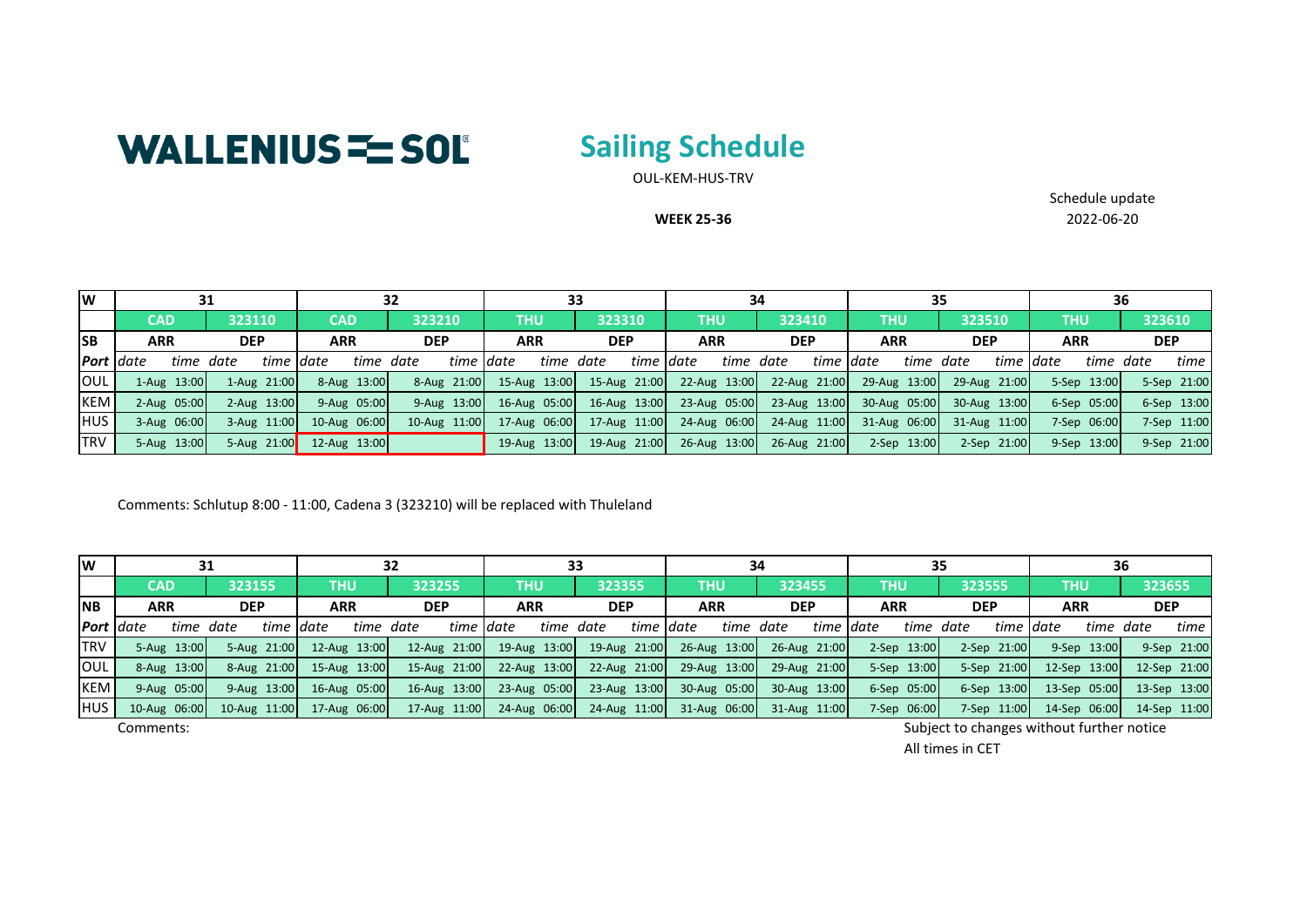WALLENIUS SOL

# Sailing Schedule

OUL-KEM-HUS-TRV

Schedule update
2022-06-20

**WEEK 25-36**

| W | 31 | | | | 32 | | | | 33 | | | | 34 | | | | 35 | | | | 36 | | | |
|---|---|---|---|---|---|---|---|---|---|---|---|---|---|---|---|---|---|---|---|---|---|---|---|---|
| | CAD | | 323110 | | CAD | | 323210 | | THU | | 323310 | | THU | | 323410 | | THU | | 323510 | | THU | | 323610 | |
| **SB** | **ARR** | | **DEP** | | **ARR** | | **DEP** | | **ARR** | | **DEP** | | **ARR** | | **DEP** | | **ARR** | | **DEP** | | **ARR** | | **DEP** | |
| ***Port*** | *date* | *time* | *date* | *time* | *date* | *time* | *date* | *time* | *date* | *time* | *date* | *time* | *date* | *time* | *date* | *time* | *date* | *time* | *date* | *time* | *date* | *time* | *date* | *time* |
| OUL | 1-Aug | 13:00 | 1-Aug | 21:00 | 8-Aug | 13:00 | 8-Aug | 21:00 | 15-Aug | 13:00 | 15-Aug | 21:00 | 22-Aug | 13:00 | 22-Aug | 21:00 | 29-Aug | 13:00 | 29-Aug | 21:00 | 5-Sep | 13:00 | 5-Sep | 21:00 |
| KEM | 2-Aug | 05:00 | 2-Aug | 13:00 | 9-Aug | 05:00 | 9-Aug | 13:00 | 16-Aug | 05:00 | 16-Aug | 13:00 | 23-Aug | 05:00 | 23-Aug | 13:00 | 30-Aug | 05:00 | 30-Aug | 13:00 | 6-Sep | 05:00 | 6-Sep | 13:00 |
| HUS | 3-Aug | 06:00 | 3-Aug | 11:00 | 10-Aug | 06:00 | 10-Aug | 11:00 | 17-Aug | 06:00 | 17-Aug | 11:00 | 24-Aug | 06:00 | 24-Aug | 11:00 | 31-Aug | 06:00 | 31-Aug | 11:00 | 7-Sep | 06:00 | 7-Sep | 11:00 |
| TRV | 5-Aug | 13:00 | 5-Aug | 21:00 | 12-Aug | 13:00 | | | 19-Aug | 13:00 | 19-Aug | 21:00 | 26-Aug | 13:00 | 26-Aug | 21:00 | 2-Sep | 13:00 | 2-Sep | 21:00 | 9-Sep | 13:00 | 9-Sep | 21:00 |

Comments: Schlutup 8:00 - 11:00, Cadena 3 (323210) will be replaced with Thuleland

| W | 31 | | | | 32 | | | | 33 | | | | 34 | | | | 35 | | | | 36 | | | |
|---|---|---|---|---|---|---|---|---|---|---|---|---|---|---|---|---|---|---|---|---|---|---|---|---|
| | CAD | | 323155 | | THU | | 323255 | | THU | | 323355 | | THU | | 323455 | | THU | | 323555 | | THU | | 323655 | |
| **NB** | **ARR** | | **DEP** | | **ARR** | | **DEP** | | **ARR** | | **DEP** | | **ARR** | | **DEP** | | **ARR** | | **DEP** | | **ARR** | | **DEP** | |
| ***Port*** | *date* | *time* | *date* | *time* | *date* | *time* | *date* | *time* | *date* | *time* | *date* | *time* | *date* | *time* | *date* | *time* | *date* | *time* | *date* | *time* | *date* | *time* | *date* | *time* |
| TRV | 5-Aug | 13:00 | 5-Aug | 21:00 | 12-Aug | 13:00 | 12-Aug | 21:00 | 19-Aug | 13:00 | 19-Aug | 21:00 | 26-Aug | 13:00 | 26-Aug | 21:00 | 2-Sep | 13:00 | 2-Sep | 21:00 | 9-Sep | 13:00 | 9-Sep | 21:00 |
| OUL | 8-Aug | 13:00 | 8-Aug | 21:00 | 15-Aug | 13:00 | 15-Aug | 21:00 | 22-Aug | 13:00 | 22-Aug | 21:00 | 29-Aug | 13:00 | 29-Aug | 21:00 | 5-Sep | 13:00 | 5-Sep | 21:00 | 12-Sep | 13:00 | 12-Sep | 21:00 |
| KEM | 9-Aug | 05:00 | 9-Aug | 13:00 | 16-Aug | 05:00 | 16-Aug | 13:00 | 23-Aug | 05:00 | 23-Aug | 13:00 | 30-Aug | 05:00 | 30-Aug | 13:00 | 6-Sep | 05:00 | 6-Sep | 13:00 | 13-Sep | 05:00 | 13-Sep | 13:00 |
| HUS | 10-Aug | 06:00 | 10-Aug | 11:00 | 17-Aug | 06:00 | 17-Aug | 11:00 | 24-Aug | 06:00 | 24-Aug | 11:00 | 31-Aug | 06:00 | 31-Aug | 11:00 | 7-Sep | 06:00 | 7-Sep | 11:00 | 14-Sep | 06:00 | 14-Sep | 11:00 |

Comments:

Subject to changes without further notice
All times in CET